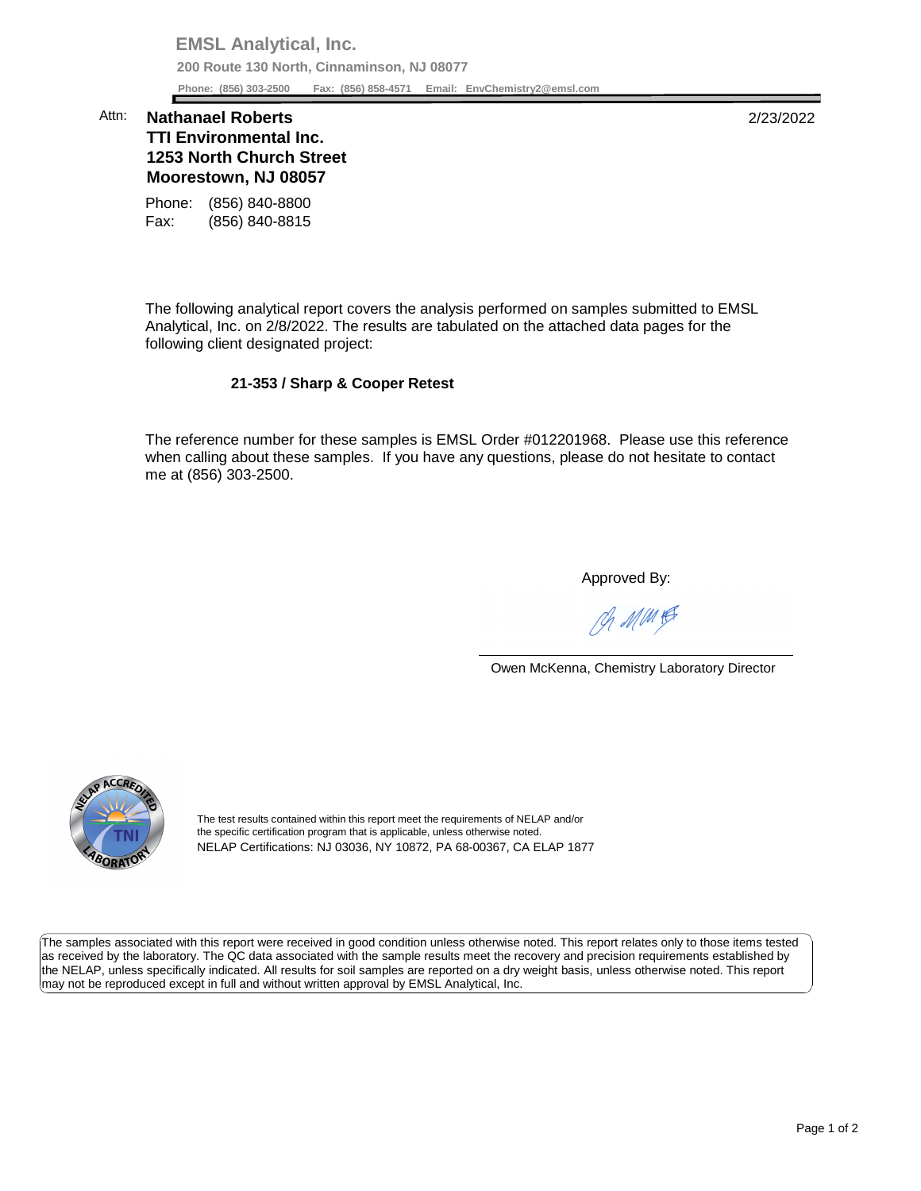**EMSL Analytical, Inc.**

**200 Route 130 North, Cinnaminson, NJ 08077**

**Phone: (856) 303-2500 Fax: (856) 858-4571 Email: EnvChemistry2@emsl.com**

Attn: **Nathanael Roberts**
**TTI Environmental Inc.**
**1253 North Church Street**
**Moorestown, NJ 08057**

2/23/2022

Phone: (856) 840-8800
Fax: (856) 840-8815

The following analytical report covers the analysis performed on samples submitted to EMSL Analytical, Inc. on 2/8/2022. The results are tabulated on the attached data pages for the following client designated project:

**21-353 / Sharp & Cooper Retest**

The reference number for these samples is EMSL Order #012201968. Please use this reference when calling about these samples. If you have any questions, please do not hesitate to contact me at (856) 303-2500.

Approved By:

Owen McKenna, Chemistry Laboratory Director

The test results contained within this report meet the requirements of NELAP and/or the specific certification program that is applicable, unless otherwise noted.
NELAP Certifications: NJ 03036, NY 10872, PA 68-00367, CA ELAP 1877

The samples associated with this report were received in good condition unless otherwise noted. This report relates only to those items tested as received by the laboratory. The QC data associated with the sample results meet the recovery and precision requirements established by the NELAP, unless specifically indicated. All results for soil samples are reported on a dry weight basis, unless otherwise noted. This report may not be reproduced except in full and without written approval by EMSL Analytical, Inc.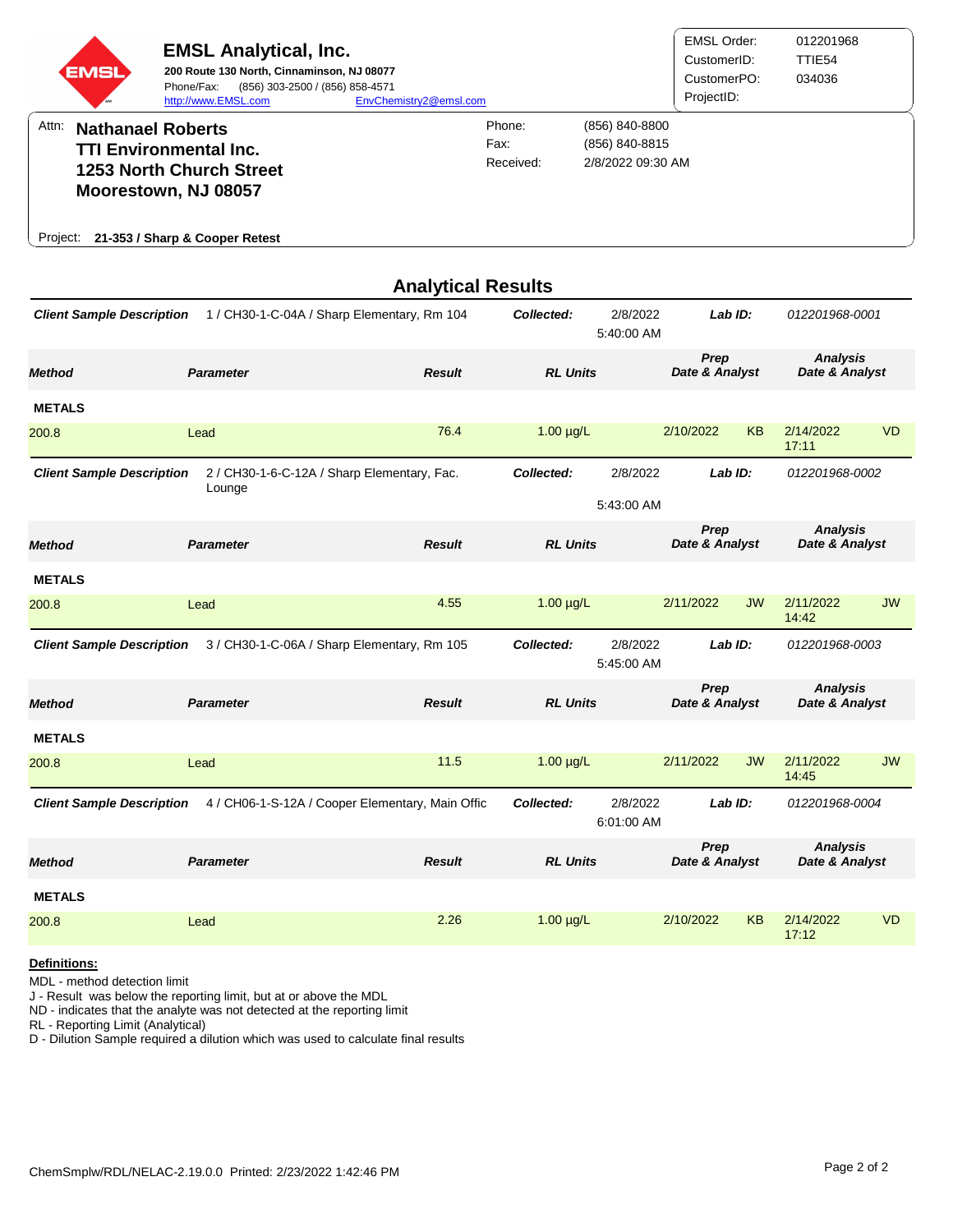**EMSL Analytical, Inc.**

**200 Route 130 North, Cinnaminson, NJ 08077**

Phone/Fax: (856) 303-2500 / (856) 858-4571

http://www.EMSL.com EnvChemistry2@emsl.com

| | |
|---|---|
| EMSL Order: | 012201968 |
| CustomerID: | TTIE54 |
| CustomerPO: | 034036 |
| ProjectID: | |

Attn: **Nathanael Roberts**
**TTI Environmental Inc.**
**1253 North Church Street**
**Moorestown, NJ 08057**

| | |
|---|---|
| Phone: | (856) 840-8800 |
| Fax: | (856) 840-8815 |
| Received: | 2/8/2022 09:30 AM |

Project: **21-353 / Sharp & Cooper Retest**

## Analytical Results

***Client Sample Description*** 1 / CH30-1-C-04A / Sharp Elementary, Rm 104 — ***Collected:*** 2/8/2022 5:40:00 AM — ***Lab ID:*** *012201968-0001*

| Method | Parameter | Result | RL Units | Prep Date & Analyst | | Analysis Date & Analyst | |
|---|---|---|---|---|---|---|---|
| **METALS** | | | | | | | |
| 200.8 | Lead | 76.4 | 1.00 µg/L | 2/10/2022 | KB | 2/14/2022 17:11 | VD |

***Client Sample Description*** 2 / CH30-1-6-C-12A / Sharp Elementary, Fac. Lounge — ***Collected:*** 2/8/2022 5:43:00 AM — ***Lab ID:*** *012201968-0002*

| Method | Parameter | Result | RL Units | Prep Date & Analyst | | Analysis Date & Analyst | |
|---|---|---|---|---|---|---|---|
| **METALS** | | | | | | | |
| 200.8 | Lead | 4.55 | 1.00 µg/L | 2/11/2022 | JW | 2/11/2022 14:42 | JW |

***Client Sample Description*** 3 / CH30-1-C-06A / Sharp Elementary, Rm 105 — ***Collected:*** 2/8/2022 5:45:00 AM — ***Lab ID:*** *012201968-0003*

| Method | Parameter | Result | RL Units | Prep Date & Analyst | | Analysis Date & Analyst | |
|---|---|---|---|---|---|---|---|
| **METALS** | | | | | | | |
| 200.8 | Lead | 11.5 | 1.00 µg/L | 2/11/2022 | JW | 2/11/2022 14:45 | JW |

***Client Sample Description*** 4 / CH06-1-S-12A / Cooper Elementary, Main Offic — ***Collected:*** 2/8/2022 6:01:00 AM — ***Lab ID:*** *012201968-0004*

| Method | Parameter | Result | RL Units | Prep Date & Analyst | | Analysis Date & Analyst | |
|---|---|---|---|---|---|---|---|
| **METALS** | | | | | | | |
| 200.8 | Lead | 2.26 | 1.00 µg/L | 2/10/2022 | KB | 2/14/2022 17:12 | VD |

**Definitions:**

MDL - method detection limit
J - Result was below the reporting limit, but at or above the MDL
ND - indicates that the analyte was not detected at the reporting limit
RL - Reporting Limit (Analytical)
D - Dilution Sample required a dilution which was used to calculate final results

ChemSmplw/RDL/NELAC-2.19.0.0 Printed: 2/23/2022 1:42:46 PM